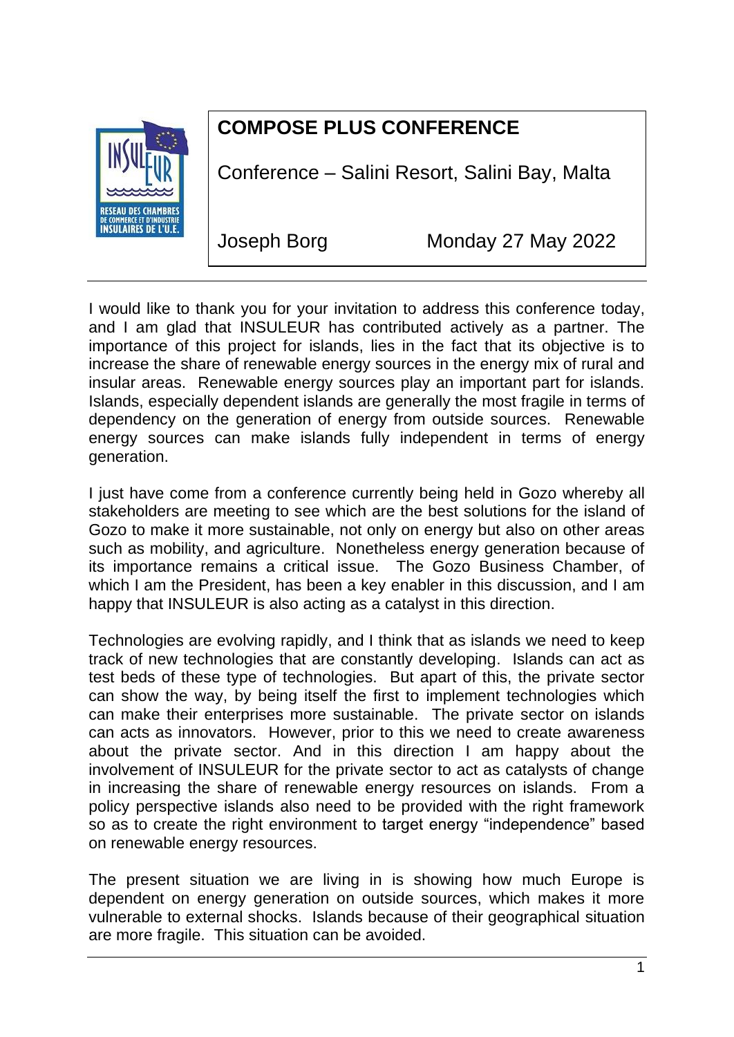# COMPOSE PLUS CONFERENCE

Conference – Salini Resort, Salini Bay, Malta

Joseph Borg Monday 27 May 2022

---

I would like to thank you for your invitation to address this conference today, and I am glad that INSULEUR has contributed actively as a partner. The importance of this project for islands, lies in the fact that its objective is to increase the share of renewable energy sources in the energy mix of rural and insular areas. Renewable energy sources play an important part for islands. Islands, especially dependent islands are generally the most fragile in terms of dependency on the generation of energy from outside sources. Renewable energy sources can make islands fully independent in terms of energy generation.

I just have come from a conference currently being held in Gozo whereby all stakeholders are meeting to see which are the best solutions for the island of Gozo to make it more sustainable, not only on energy but also on other areas such as mobility, and agriculture. Nonetheless energy generation because of its importance remains a critical issue. The Gozo Business Chamber, of which I am the President, has been a key enabler in this discussion, and I am happy that INSULEUR is also acting as a catalyst in this direction.

Technologies are evolving rapidly, and I think that as islands we need to keep track of new technologies that are constantly developing. Islands can act as test beds of these type of technologies. But apart of this, the private sector can show the way, by being itself the first to implement technologies which can make their enterprises more sustainable. The private sector on islands can acts as innovators. However, prior to this we need to create awareness about the private sector. And in this direction I am happy about the involvement of INSULEUR for the private sector to act as catalysts of change in increasing the share of renewable energy resources on islands. From a policy perspective islands also need to be provided with the right framework so as to create the right environment to target energy "independence" based on renewable energy resources.

The present situation we are living in is showing how much Europe is dependent on energy generation on outside sources, which makes it more vulnerable to external shocks. Islands because of their geographical situation are more fragile. This situation can be avoided.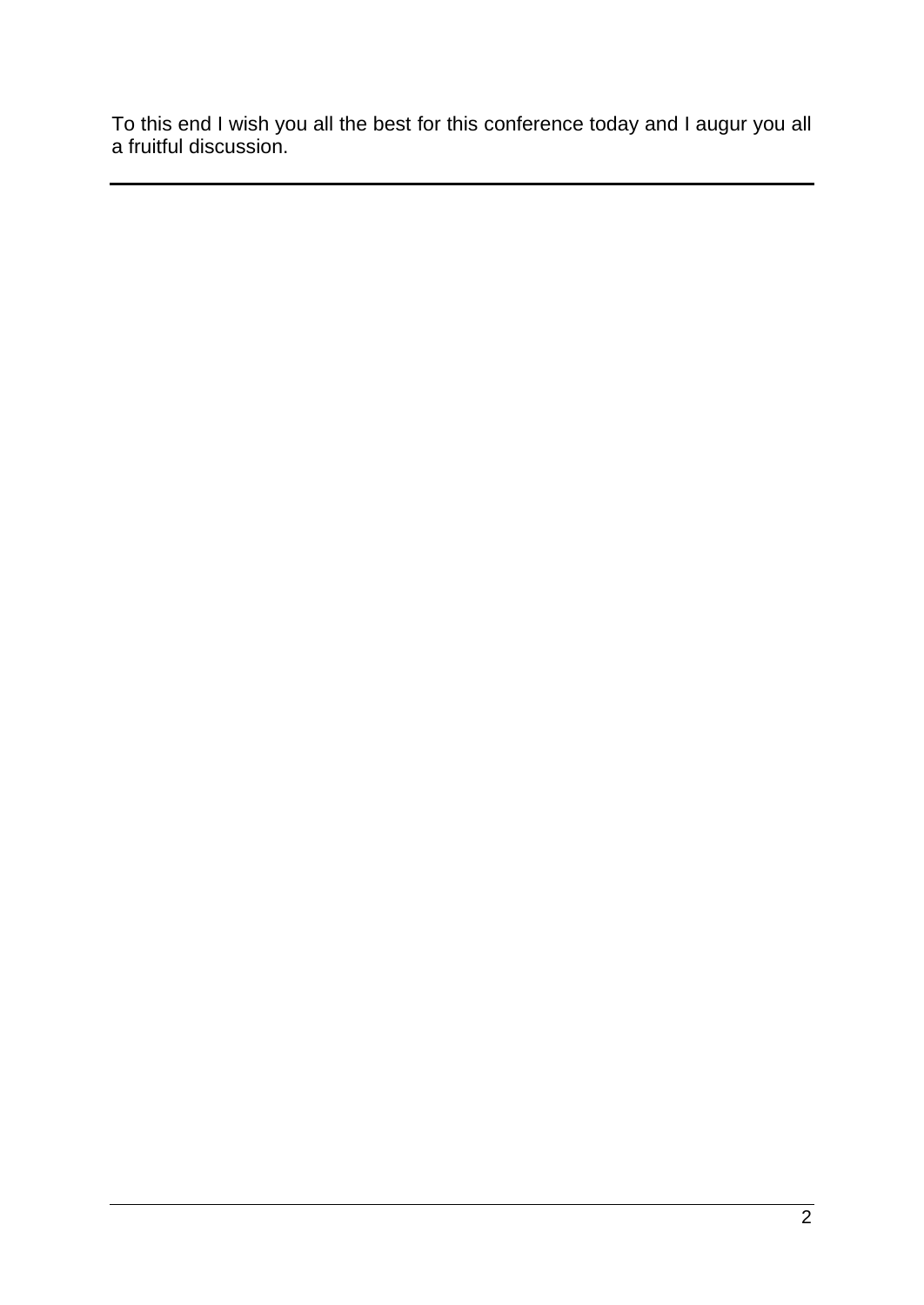To this end I wish you all the best for this conference today and I augur you all a fruitful discussion.

---